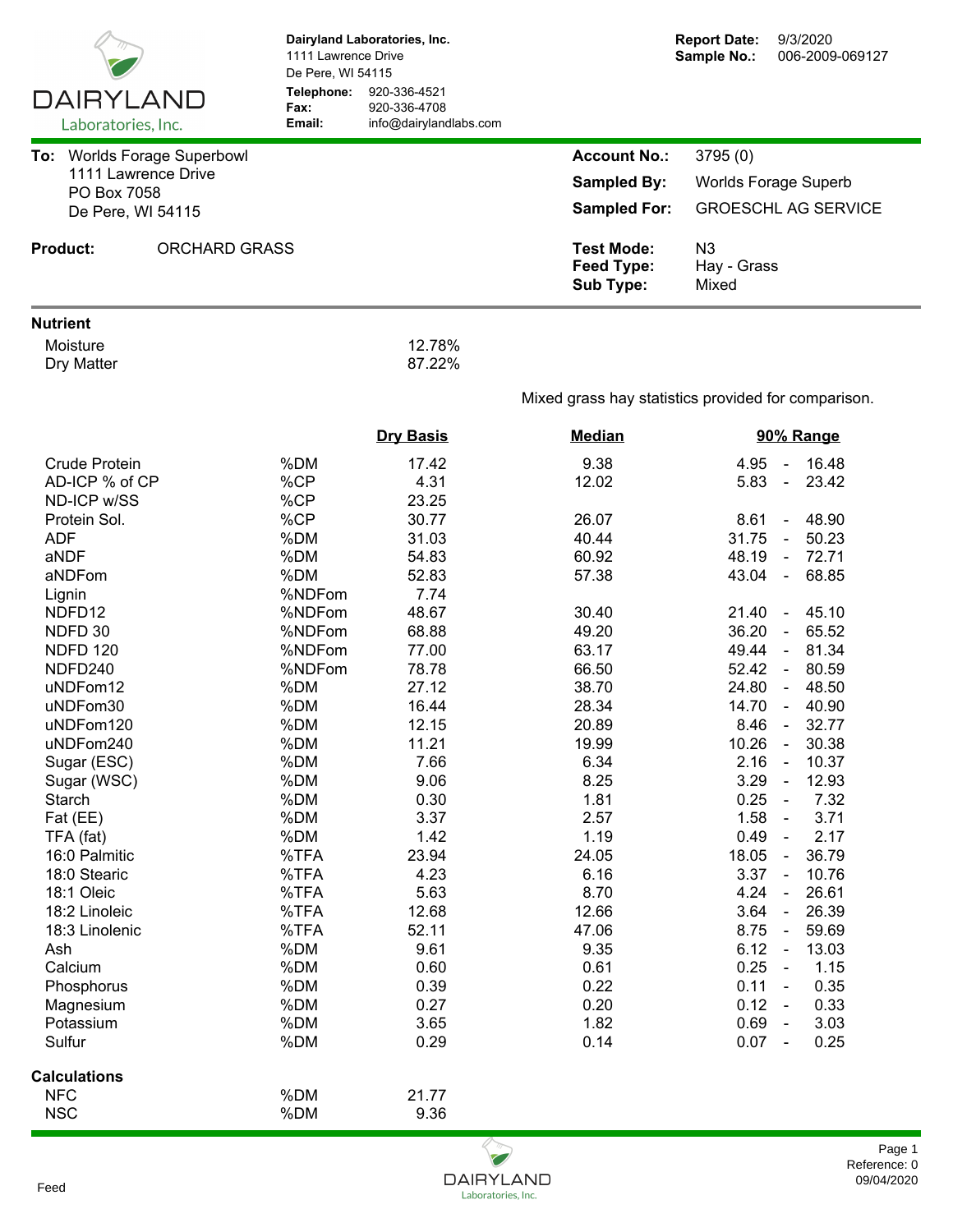**Dairyland Laboratories, Inc.**
1111 Lawrence Drive
De Pere, WI 54115
**Telephone:** 920-336-4521
**Fax:** 920-336-4708
**Email:** info@dairylandlabs.com

**Report Date:** 9/3/2020
**Sample No.:** 006-2009-069127

**To:** Worlds Forage Superbowl
1111 Lawrence Drive
PO Box 7058
De Pere, WI 54115

**Account No.:** 3795 (0)
**Sampled By:** Worlds Forage Superb
**Sampled For:** GROESCHL AG SERVICE

**Product:** ORCHARD GRASS

**Test Mode:** N3
**Feed Type:** Hay - Grass
**Sub Type:** Mixed

**Nutrient**

| | |
|---|---|
| Moisture | 12.78% |
| Dry Matter | 87.22% |

Mixed grass hay statistics provided for comparison.

| | | Dry Basis | Median | 90% Range |
|---|---|---|---|---|
| Crude Protein | %DM | 17.42 | 9.38 | 4.95 - 16.48 |
| AD-ICP % of CP | %CP | 4.31 | 12.02 | 5.83 - 23.42 |
| ND-ICP w/SS | %CP | 23.25 | | |
| Protein Sol. | %CP | 30.77 | 26.07 | 8.61 - 48.90 |
| ADF | %DM | 31.03 | 40.44 | 31.75 - 50.23 |
| aNDF | %DM | 54.83 | 60.92 | 48.19 - 72.71 |
| aNDFom | %DM | 52.83 | 57.38 | 43.04 - 68.85 |
| Lignin | %NDFom | 7.74 | | |
| NDFD12 | %NDFom | 48.67 | 30.40 | 21.40 - 45.10 |
| NDFD 30 | %NDFom | 68.88 | 49.20 | 36.20 - 65.52 |
| NDFD 120 | %NDFom | 77.00 | 63.17 | 49.44 - 81.34 |
| NDFD240 | %NDFom | 78.78 | 66.50 | 52.42 - 80.59 |
| uNDFom12 | %DM | 27.12 | 38.70 | 24.80 - 48.50 |
| uNDFom30 | %DM | 16.44 | 28.34 | 14.70 - 40.90 |
| uNDFom120 | %DM | 12.15 | 20.89 | 8.46 - 32.77 |
| uNDFom240 | %DM | 11.21 | 19.99 | 10.26 - 30.38 |
| Sugar (ESC) | %DM | 7.66 | 6.34 | 2.16 - 10.37 |
| Sugar (WSC) | %DM | 9.06 | 8.25 | 3.29 - 12.93 |
| Starch | %DM | 0.30 | 1.81 | 0.25 - 7.32 |
| Fat (EE) | %DM | 3.37 | 2.57 | 1.58 - 3.71 |
| TFA (fat) | %DM | 1.42 | 1.19 | 0.49 - 2.17 |
| 16:0 Palmitic | %TFA | 23.94 | 24.05 | 18.05 - 36.79 |
| 18:0 Stearic | %TFA | 4.23 | 6.16 | 3.37 - 10.76 |
| 18:1 Oleic | %TFA | 5.63 | 8.70 | 4.24 - 26.61 |
| 18:2 Linoleic | %TFA | 12.68 | 12.66 | 3.64 - 26.39 |
| 18:3 Linolenic | %TFA | 52.11 | 47.06 | 8.75 - 59.69 |
| Ash | %DM | 9.61 | 9.35 | 6.12 - 13.03 |
| Calcium | %DM | 0.60 | 0.61 | 0.25 - 1.15 |
| Phosphorus | %DM | 0.39 | 0.22 | 0.11 - 0.35 |
| Magnesium | %DM | 0.27 | 0.20 | 0.12 - 0.33 |
| Potassium | %DM | 3.65 | 1.82 | 0.69 - 3.03 |
| Sulfur | %DM | 0.29 | 0.14 | 0.07 - 0.25 |

**Calculations**

| | | |
|---|---|---|
| NFC | %DM | 21.77 |
| NSC | %DM | 9.36 |

Feed

Reference: 0
09/04/2020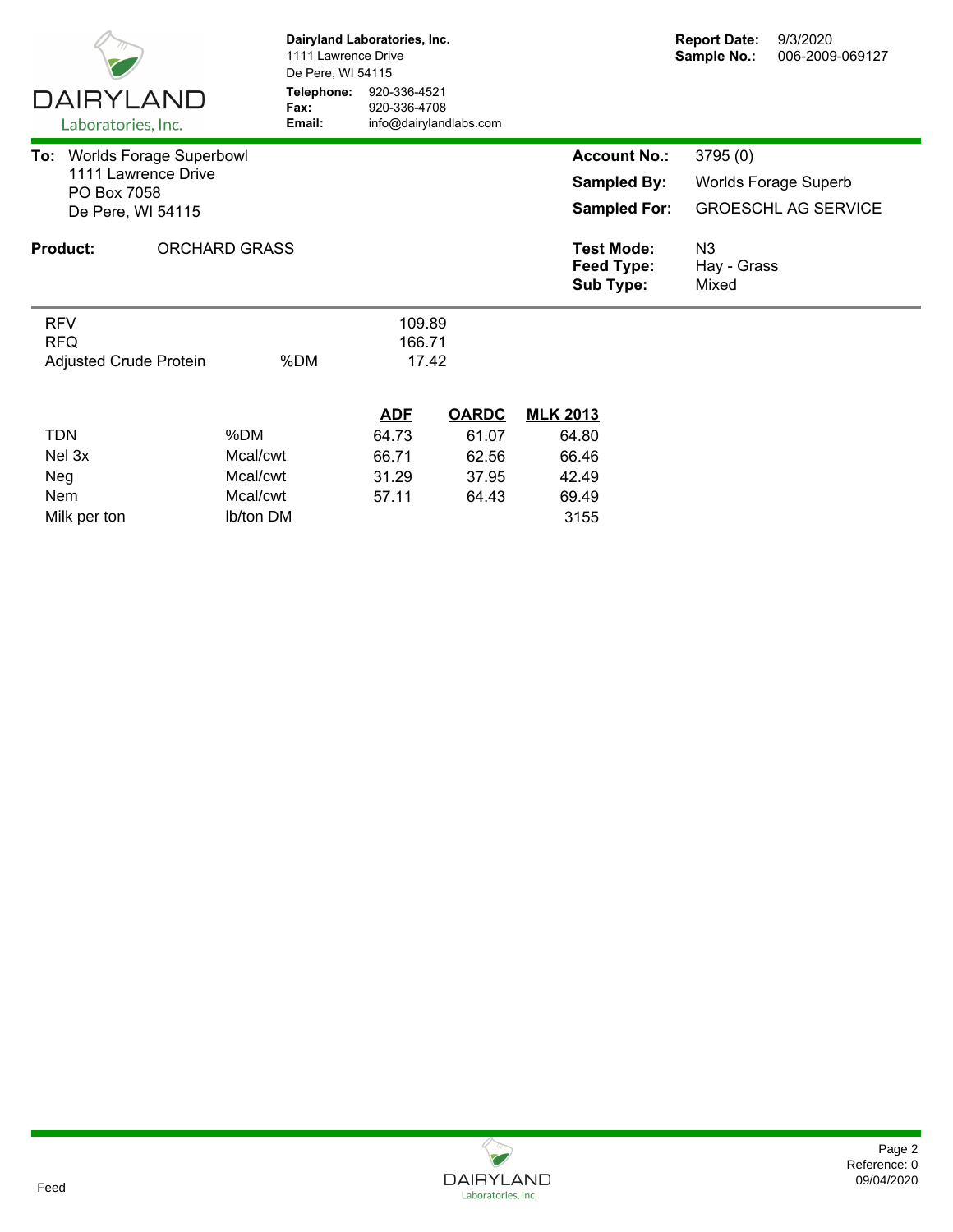**Dairyland Laboratories, Inc.**
1111 Lawrence Drive
De Pere, WI 54115
**Telephone:** 920-336-4521
**Fax:** 920-336-4708
**Email:** info@dairylandlabs.com

**Report Date:** 9/3/2020
**Sample No.:** 006-2009-069127

**To:** Worlds Forage Superbowl
1111 Lawrence Drive
PO Box 7058
De Pere, WI 54115

**Account No.:** 3795 (0)
**Sampled By:** Worlds Forage Superb
**Sampled For:** GROESCHL AG SERVICE

**Product:** ORCHARD GRASS

**Test Mode:** N3
**Feed Type:** Hay - Grass
**Sub Type:** Mixed

| | | |
|---|---|---|
| RFV | | 109.89 |
| RFQ | | 166.71 |
| Adjusted Crude Protein | %DM | 17.42 |

| | | ADF | OARDC | MLK 2013 |
|---|---|---|---|---|
| TDN | %DM | 64.73 | 61.07 | 64.80 |
| Nel 3x | Mcal/cwt | 66.71 | 62.56 | 66.46 |
| Neg | Mcal/cwt | 31.29 | 37.95 | 42.49 |
| Nem | Mcal/cwt | 57.11 | 64.43 | 69.49 |
| Milk per ton | lb/ton DM | | | 3155 |

Feed

Reference: 0
09/04/2020